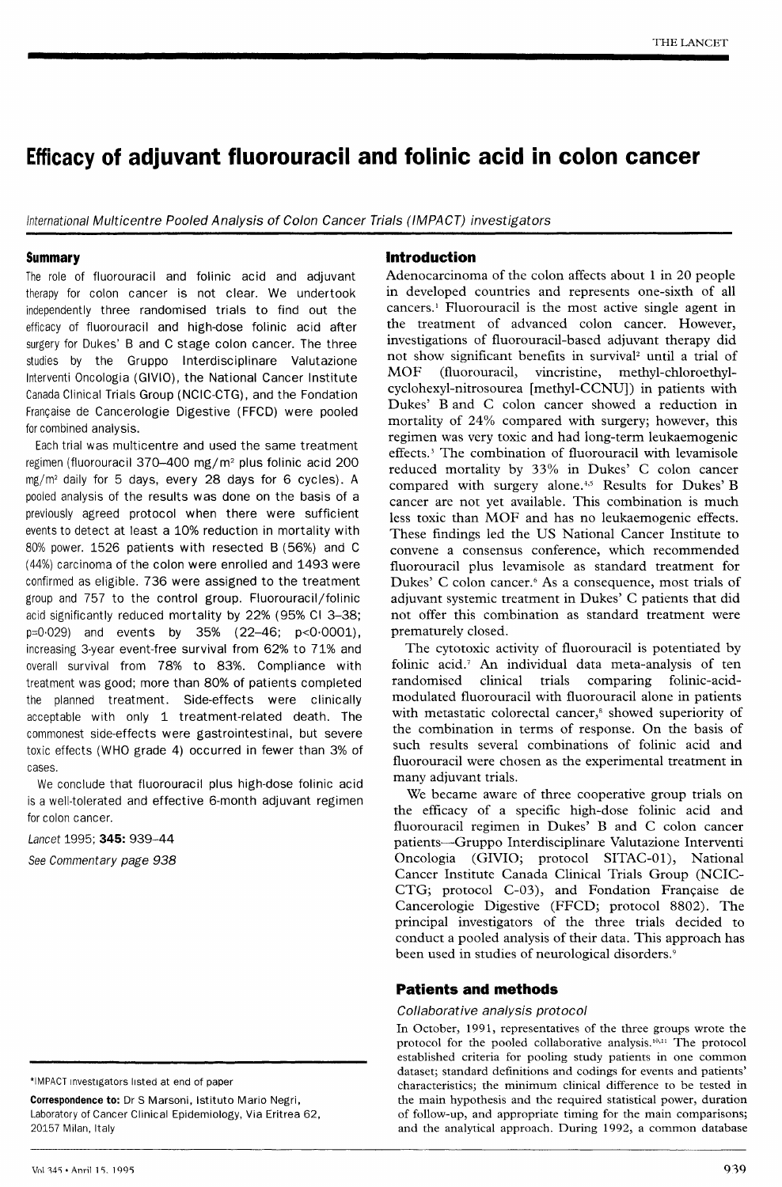# Efficacy of adjuvant fluorouracil and folinic acid in colon cancer

*International Multicentre Pooled Analysis of Colon Cancer Trials (IMPACT) investigators*

## Summary

The role of fluorouracil and folinic acid and adjuvant therapy for colon cancer is not clear. We undertook independently three randomised trials to find out the efficacy of fluorouracil and high-dose folinic acid after surgery for Dukes' B and C stage colon cancer. The three studies by the Gruppo Interdisciplinare Valutazione Interventi Oncologia (GIVIO), the National Cancer Institute Canada Clinical Trials Group (NCIC-CTG), and the Fondation Française de Cancerologie Digestive (FFCD) were pooled for combined analysis.

Each trial was multicentre and used the same treatment regimen (fluorouracil 370–400 mg/m² plus folinic acid 200 mg/m² daily for 5 days, every 28 days for 6 cycles). A pooled analysis of the results was done on the basis of a previously agreed protocol when there were sufficient events to detect at least a 10% reduction in mortality with 80% power. 1526 patients with resected B (56%) and C (44%) carcinoma of the colon were enrolled and 1493 were confirmed as eligible. 736 were assigned to the treatment group and 757 to the control group. Fluorouracil/folinic acid significantly reduced mortality by 22% (95% CI 3–38; p=0·029) and events by 35% (22–46; p<0·0001), increasing 3-year event-free survival from 62% to 71% and overall survival from 78% to 83%. Compliance with treatment was good; more than 80% of patients completed the planned treatment. Side-effects were clinically acceptable with only 1 treatment-related death. The commonest side-effects were gastrointestinal, but severe toxic effects (WHO grade 4) occurred in fewer than 3% of cases.

We conclude that fluorouracil plus high-dose folinic acid is a well-tolerated and effective 6-month adjuvant regimen for colon cancer.

*Lancet* 1995; **345:** 939–44

*See Commentary page 938*

## Introduction

Adenocarcinoma of the colon affects about 1 in 20 people in developed countries and represents one-sixth of all cancers.[1] Fluorouracil is the most active single agent in the treatment of advanced colon cancer. However, investigations of fluorouracil-based adjuvant therapy did not show significant benefits in survival[2] until a trial of MOF (fluorouracil, vincristine, methyl-chloroethyl-cyclohexyl-nitrosourea [methyl-CCNU]) in patients with Dukes' B and C colon cancer showed a reduction in mortality of 24% compared with surgery; however, this regimen was very toxic and had long-term leukaemogenic effects.[3] The combination of fluorouracil with levamisole reduced mortality by 33% in Dukes' C colon cancer compared with surgery alone.[4,5] Results for Dukes' B cancer are not yet available. This combination is much less toxic than MOF and has no leukaemogenic effects. These findings led the US National Cancer Institute to convene a consensus conference, which recommended fluorouracil plus levamisole as standard treatment for Dukes' C colon cancer.[6] As a consequence, most trials of adjuvant systemic treatment in Dukes' C patients that did not offer this combination as standard treatment were prematurely closed.

The cytotoxic activity of fluorouracil is potentiated by folinic acid.[7] An individual data meta-analysis of ten randomised clinical trials comparing folinic-acid-modulated fluorouracil with fluorouracil alone in patients with metastatic colorectal cancer,[8] showed superiority of the combination in terms of response. On the basis of such results several combinations of folinic acid and fluorouracil were chosen as the experimental treatment in many adjuvant trials.

We became aware of three cooperative group trials on the efficacy of a specific high-dose folinic acid and fluorouracil regimen in Dukes' B and C colon cancer patients—Gruppo Interdisciplinare Valutazione Interventi Oncologia (GIVIO; protocol SITAC-01), National Cancer Institute Canada Clinical Trials Group (NCIC-CTG; protocol C-03), and Fondation Française de Cancerologie Digestive (FFCD; protocol 8802). The principal investigators of the three trials decided to conduct a pooled analysis of their data. This approach has been used in studies of neurological disorders.[9]

## Patients and methods

### Collaborative analysis protocol

In October, 1991, representatives of the three groups wrote the protocol for the pooled collaborative analysis.[10,11] The protocol established criteria for pooling study patients in one common dataset; standard definitions and codings for events and patients' characteristics; the minimum clinical difference to be tested in the main hypothesis and the required statistical power, duration of follow-up, and appropriate timing for the main comparisons; and the analytical approach. During 1992, a common database

---

*IMPACT investigators listed at end of paper

**Correspondence to:** Dr S Marsoni, Istituto Mario Negri, Laboratory of Cancer Clinical Epidemiology, Via Eritrea 62, 20157 Milan, Italy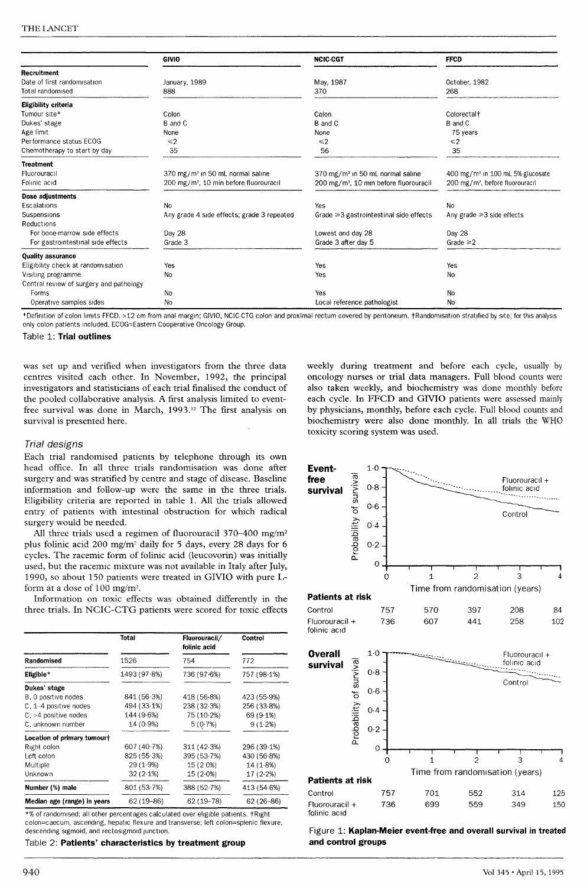| | GIVIO | NCIC-CGT | FFCD |
|---|---|---|---|
| **Recruitment** | | | |
| Date of first randomisation | January, 1989 | May, 1987 | October, 1982 |
| Total randomised | 888 | 370 | 268 |
| **Eligibility criteria** | | | |
| Tumour site* | Colon | Colon | Colorectal† |
| Dukes' stage | B and C | B and C | B and C |
| Age limit | None | None | 75 years |
| Performance status ECOG | ≤2 | ≤2 | ≤2 |
| Chemotherapy to start by day | 35 | 56 | 35 |
| **Treatment** | | | |
| Fluorouracil | 370 mg/m² in 50 mL normal saline | 370 mg/m² in 50 mL normal saline | 400 mg/m² in 100 mL 5% glucosate |
| Folinic acid | 200 mg/m², 10 min before fluorouracil | 200 mg/m², 10 min before fluorouracil | 200 mg/m², before fluorouracil |
| **Dose adjustments** | | | |
| Escalations | No | Yes | No |
| Suspensions | Any grade 4 side effects; grade 3 repeated | Grade ≥3 gastrointestinal side effects | Any grade ≥3 side effects |
| Reductions | | | |
| For bone-marrow side effects | Day 28 | Lowest and day 28 | Day 28 |
| For gastrointestinal side effects | Grade 3 | Grade 3 after day 5 | Grade ≥2 |
| **Quality assurance** | | | |
| Eligibility check at randomisation | Yes | Yes | Yes |
| Visiting programme | No | Yes | No |
| Central review of surgery and pathology | | | |
| Forms | No | Yes | No |
| Operative samples sides | No | Local reference pathologist | No |

*Definition of colon limits FFCD. >12 cm from anal margin; GIVIO, NCIC-CTG colon and proximal rectum covered by peritoneum. †Randomisation stratified by site; for this analysis only colon patients included. ECOG=Eastern Cooperative Oncology Group.

Table 1: **Trial outlines**

was set up and verified when investigators from the three data centres visited each other. In November, 1992, the principal investigators and statisticians of each trial finalised the conduct of the pooled collaborative analysis. A first analysis limited to event-free survival was done in March, 1993.[12] The first analysis on survival is presented here.

### *Trial designs*

Each trial randomised patients by telephone through its own head office. In all three trials randomisation was done after surgery and was stratified by centre and stage of disease. Baseline information and follow-up were the same in the three trials. Eligibility criteria are reported in table 1. All the trials allowed entry of patients with intestinal obstruction for which radical surgery would be needed.

All three trials used a regimen of fluorouracil 370–400 mg/m² plus folinic acid 200 mg/m² daily for 5 days, every 28 days for 6 cycles. The racemic form of folinic acid (leucovorin) was initially used, but the racemic mixture was not available in Italy after July, 1990, so about 150 patients were treated in GIVIO with pure L-form at a dose of 100 mg/m².

Information on toxic effects was obtained differently in the three trials. In NCIC-CTG patients were scored for toxic effects weekly during treatment and before each cycle, usually by oncology nurses or trial data managers. Full blood counts were also taken weekly, and biochemistry was done monthly before each cycle. In FFCD and GIVIO patients were assessed mainly by physicians, monthly, before each cycle. Full blood counts and biochemistry were also done monthly. In all trials the WHO toxicity scoring system was used.

| | Total | Fluorouracil/ folinic acid | Control |
|---|---|---|---|
| **Randomised** | 1526 | 754 | 772 |
| **Eligible*** | 1493 (97·8%) | 736 (97·6%) | 757 (98·1%) |
| **Dukes' stage** | | | |
| B, 0 positive nodes | 841 (56·3%) | 418 (56·8%) | 423 (55·9%) |
| C, 1–4 positive nodes | 494 (33·1%) | 238 (32·3%) | 256 (33·8%) |
| C, >4 positive nodes | 144 (9·6%) | 75 (10·2%) | 69 (9·1%) |
| C, unknown number | 14 (0·9%) | 5 (0·7%) | 9 (1·2%) |
| **Location of primary tumour†** | | | |
| Right colon | 607 (40·7%) | 311 (42·3%) | 296 (39·1%) |
| Left colon | 825 (55·3%) | 395 (53·7%) | 430 (56·8%) |
| Multiple | 29 (1·9%) | 15 (2·0%) | 14 (1·8%) |
| Unknown | 32 (2·1%) | 15 (2·0%) | 17 (2·2%) |
| **Number (%) male** | 801 (53·7%) | 388 (52·7%) | 413 (54·6%) |
| **Median age (range) in years** | 62 (19–86) | 62 (19–78) | 62 (26–86) |

*% of randomised; all other percentages calculated over eligible patients. †Right colon=caecum, ascending, hepatic flexure and transverse; left colon=splenic flexure, descending sigmoid, and rectosigmoid junction.

Table 2: **Patients' characteristics by treatment group**

**Event-free survival** — Patients at risk

| Time from randomisation (years) | 0 | 1 | 2 | 3 | 4 |
|---|---|---|---|---|---|
| Control | 757 | 570 | 397 | 208 | 84 |
| Fluorouracil + folinic acid | 736 | 607 | 441 | 258 | 102 |

**Overall survival** — Patients at risk

| Time from randomisation (years) | 0 | 1 | 2 | 3 | 4 |
|---|---|---|---|---|---|
| Control | 757 | 701 | 552 | 314 | 125 |
| Fluorouracil + folinic acid | 736 | 699 | 559 | 349 | 150 |

Figure 1: **Kaplan-Meier event-free and overall survival in treated and control groups**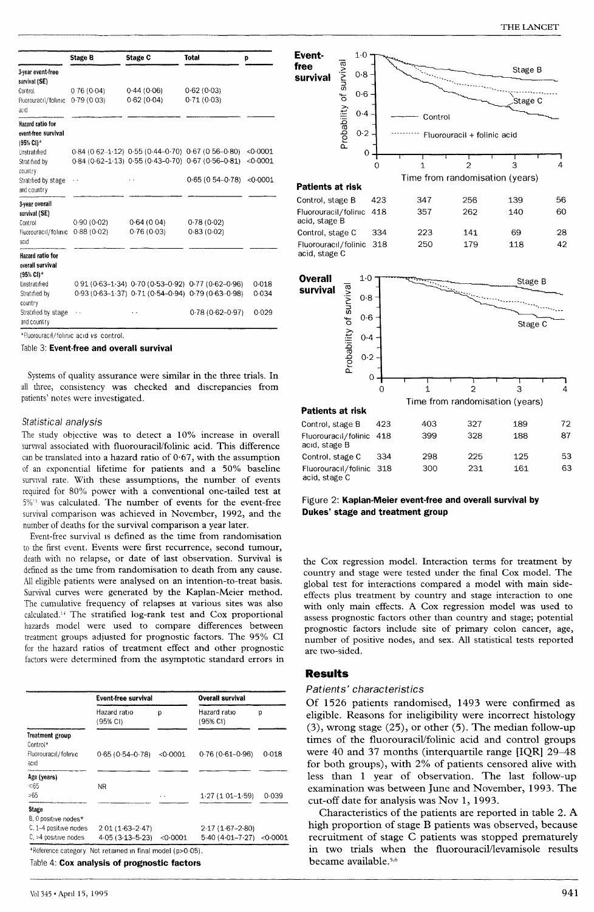| | Stage B | Stage C | Total | p |
|---|---|---|---|---|
| **3-year event-free survival (SE)** | | | | |
| Control | 0·76 (0·04) | 0·44 (0·06) | 0·62 (0·03) | |
| Fluorouracil/folinic acid | 0·79 (0·03) | 0·62 (0·04) | 0·71 (0·03) | |
| **Hazard ratio for event-free survival (95% CI)*** | | | | |
| Unstratified | 0·84 (0·62–1·12) | 0·55 (0·44–0·70) | 0·67 (0·56–0·80) | <0·0001 |
| Stratified by country | 0·84 (0·62–1·13) | 0·55 (0·43–0·70) | 0·67 (0·56–0·81) | <0·0001 |
| Stratified by stage and country | ·· | ·· | 0·65 (0·54–0·78) | <0·0001 |
| **3-year overall survival (SE)** | | | | |
| Control | 0·90 (0·02) | 0·64 (0·04) | 0·78 (0·02) | |
| Fluorouracil/folinic acid | 0·88 (0·02) | 0·76 (0·03) | 0·83 (0·02) | |
| **Hazard ratio for overall survival (95% CI)*** | | | | |
| Unstratified | 0·91 (0·63–1·34) | 0·70 (0·53–0·92) | 0·77 (0·62–0·96) | 0·018 |
| Stratified by country | 0·93 (0·63–1·37) | 0·71 (0·54–0·94) | 0·79 (0·63–0·98) | 0·034 |
| Stratified by stage and country | ·· | ·· | 0·78 (0·62–0·97) | 0·029 |

*Fluorouracil/folinic acid vs control.

Table 3: **Event-free and overall survival**

Systems of quality assurance were similar in the three trials. In all three, consistency was checked and discrepancies from patients' notes were investigated.

### *Statistical analysis*

The study objective was to detect a 10% increase in overall survival associated with fluorouracil/folinic acid. This difference can be translated into a hazard ratio of 0·67, with the assumption of an exponential lifetime for patients and a 50% baseline survival rate. With these assumptions, the number of events required for 80% power with a conventional one-tailed test at 5%[13] was calculated. The number of events for the event-free survival comparison was achieved in November, 1992, and the number of deaths for the survival comparison a year later.

Event-free survival is defined as the time from randomisation to the first event. Events were first recurrence, second tumour, death with no relapse, or date of last observation. Survival is defined as the time from randomisation to death from any cause. All eligible patients were analysed on an intention-to-treat basis. Survival curves were generated by the Kaplan-Meier method. The cumulative frequency of relapses at various sites was also calculated.[14] The stratified log-rank test and Cox proportional hazards model were used to compare differences between treatment groups adjusted for prognostic factors. The 95% CI for the hazard ratios of treatment effect and other prognostic factors were determined from the asymptotic standard errors in the Cox regression model. Interaction terms for treatment by country and stage were tested under the final Cox model. The global test for interactions compared a model with main side-effects plus treatment by country and stage interaction to one with only main effects. A Cox regression model was used to assess prognostic factors other than country and stage; potential prognostic factors include site of primary colon cancer, age, number of positive nodes, and sex. All statistical tests reported are two-sided.

| | Event-free survival | | Overall survival | |
|---|---|---|---|---|
| | Hazard ratio (95% CI) | p | Hazard ratio (95% CI) | p |
| **Treatment group** | | | | |
| Control* | | | | |
| Fluorouracil/folinic acid | 0·65 (0·54–0·78) | <0·0001 | 0·76 (0·61–0·96) | 0·018 |
| **Age (years)** | | | | |
| ≤65 | NR | | | |
| >65 | | ·· | 1·27 (1·01–1·59) | 0·039 |
| **Stage** | | | | |
| B, 0 positive nodes* | | | | |
| C, 1–4 positive nodes | 2·01 (1·63–2·47) | | 2·17 (1·67–2·80) | |
| C, >4 positive nodes | 4·05 (3·13–5·23) | <0·0001 | 5·40 (4·01–7·27) | <0·0001 |

*Reference category. NR=Not retained in final model (p>0·05).

Table 4: **Cox analysis of prognostic factors**

**Patients at risk — Event-free survival**

| | 0 | 1 | 2 | 3 | 4 |
|---|---|---|---|---|---|
| Control, stage B | 423 | 347 | 256 | 139 | 56 |
| Fluorouracil/folinic acid, stage B | 418 | 357 | 262 | 140 | 60 |
| Control, stage C | 334 | 223 | 141 | 69 | 28 |
| Fluorouracil/folinic acid, stage C | 318 | 250 | 179 | 118 | 42 |

**Patients at risk — Overall survival**

| | 0 | 1 | 2 | 3 | 4 |
|---|---|---|---|---|---|
| Control, stage B | 423 | 403 | 327 | 189 | 72 |
| Fluorouracil/folinic acid, stage B | 418 | 399 | 328 | 188 | 87 |
| Control, stage C | 334 | 298 | 225 | 125 | 53 |
| Fluorouracil/folinic acid, stage C | 318 | 300 | 231 | 161 | 63 |

Figure 2: **Kaplan-Meier event-free and overall survival by Dukes' stage and treatment group**

## Results

### *Patients' characteristics*

Of 1526 patients randomised, 1493 were confirmed as eligible. Reasons for ineligibility were incorrect histology (3), wrong stage (25), or other (5). The median follow-up times of the fluorouracil/folinic acid and control groups were 40 and 37 months (interquartile range [IQR] 29–48 for both groups), with 2% of patients censored alive with less than 1 year of observation. The last follow-up examination was between June and November, 1993. The cut-off date for analysis was Nov 1, 1993.

Characteristics of the patients are reported in table 2. A high proportion of stage B patients was observed, because recruitment of stage C patients was stopped prematurely in two trials when the fluorouracil/levamisole results became available.[5,6]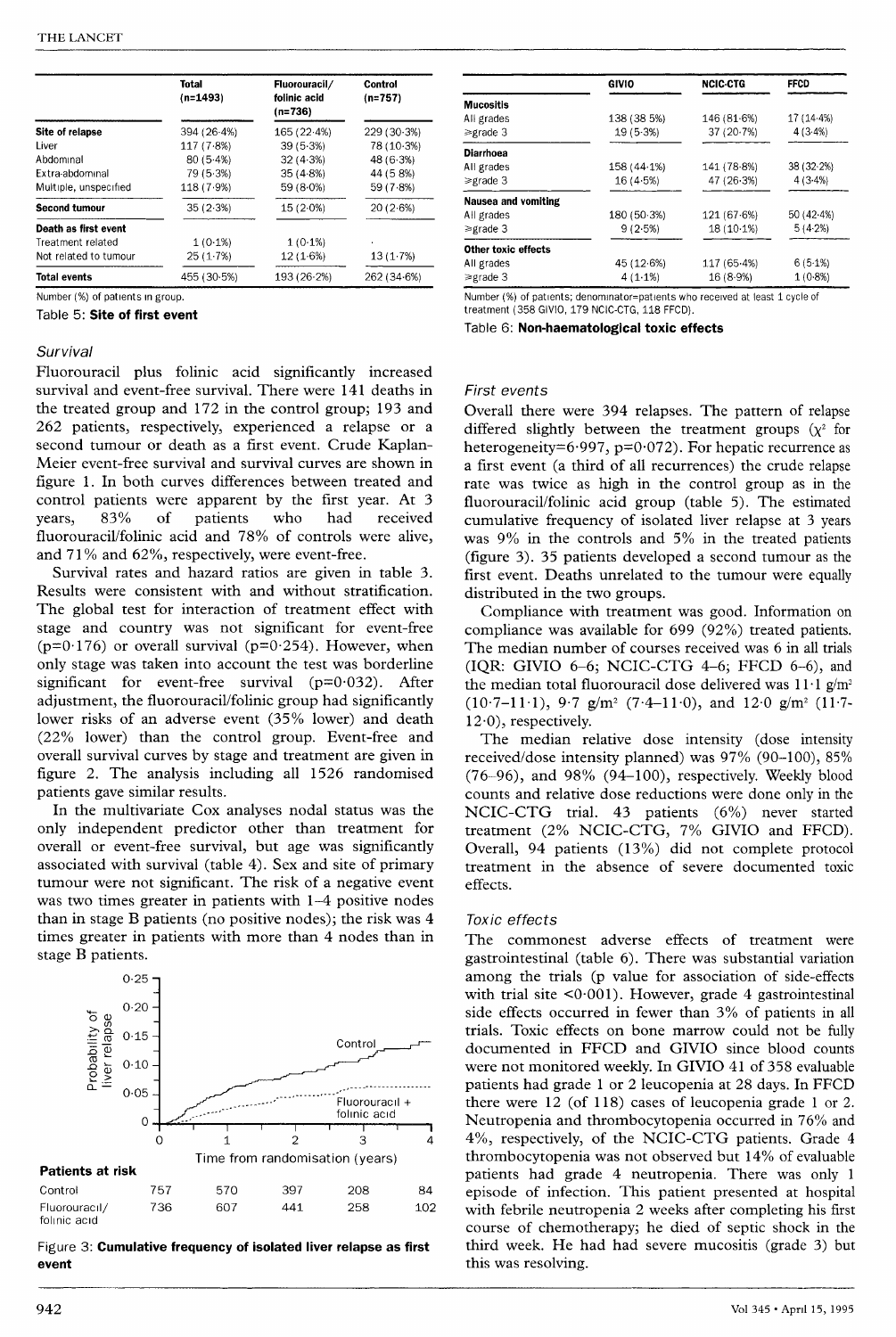| | Total (n=1493) | Fluorouracil/ folinic acid (n=736) | Control (n=757) |
|---|---|---|---|
| **Site of relapse** | 394 (26·4%) | 165 (22·4%) | 229 (30·3%) |
| Liver | 117 (7·8%) | 39 (5·3%) | 78 (10·3%) |
| Abdominal | 80 (5·4%) | 32 (4·3%) | 48 (6·3%) |
| Extra-abdominal | 79 (5·3%) | 35 (4·8%) | 44 (5·8%) |
| Multiple, unspecified | 118 (7·9%) | 59 (8·0%) | 59 (7·8%) |
| **Second tumour** | 35 (2·3%) | 15 (2·0%) | 20 (2·6%) |
| **Death as first event** | | | |
| Treatment related | 1 (0·1%) | 1 (0·1%) | · |
| Not related to tumour | 25 (1·7%) | 12 (1·6%) | 13 (1·7%) |
| **Total events** | 455 (30·5%) | 193 (26·2%) | 262 (34·6%) |

Number (%) of patients in group.

Table 5: **Site of first event**

| | GIVIO | NCIC-CTG | FFCD |
|---|---|---|---|
| **Mucositis** | | | |
| All grades | 138 (38·5%) | 146 (81·6%) | 17 (14·4%) |
| ≥grade 3 | 19 (5·3%) | 37 (20·7%) | 4 (3·4%) |
| **Diarrhoea** | | | |
| All grades | 158 (44·1%) | 141 (78·8%) | 38 (32·2%) |
| ≥grade 3 | 16 (4·5%) | 47 (26·3%) | 4 (3·4%) |
| **Nausea and vomiting** | | | |
| All grades | 180 (50·3%) | 121 (67·6%) | 50 (42·4%) |
| ≥grade 3 | 9 (2·5%) | 18 (10·1%) | 5 (4·2%) |
| **Other toxic effects** | | | |
| All grades | 45 (12·6%) | 117 (65·4%) | 6 (5·1%) |
| ≥grade 3 | 4 (1·1%) | 16 (8·9%) | 1 (0·8%) |

Number (%) of patients; denominator=patients who received at least 1 cycle of treatment (358 GIVIO, 179 NCIC-CTG, 118 FFCD).

Table 6: **Non-haematological toxic effects**

### *Survival*

Fluorouracil plus folinic acid significantly increased survival and event-free survival. There were 141 deaths in the treated group and 172 in the control group; 193 and 262 patients, respectively, experienced a relapse or a second tumour or death as a first event. Crude Kaplan-Meier event-free survival and survival curves are shown in figure 1. In both curves differences between treated and control patients were apparent by the first year. At 3 years, 83% of patients who had received fluorouracil/folinic acid and 78% of controls were alive, and 71% and 62%, respectively, were event-free.

Survival rates and hazard ratios are given in table 3. Results were consistent with and without stratification. The global test for interaction of treatment effect with stage and country was not significant for event-free ($p=0·176$) or overall survival ($p=0·254$). However, when only stage was taken into account the test was borderline significant for event-free survival ($p=0·032$). After adjustment, the fluorouracil/folinic group had significantly lower risks of an adverse event (35% lower) and death (22% lower) than the control group. Event-free and overall survival curves by stage and treatment are given in figure 2. The analysis including all 1526 randomised patients gave similar results.

In the multivariate Cox analyses nodal status was the only independent predictor other than treatment for overall or event-free survival, but age was significantly associated with survival (table 4). Sex and site of primary tumour were not significant. The risk of a negative event was two times greater in patients with 1–4 positive nodes than in stage B patients (no positive nodes); the risk was 4 times greater in patients with more than 4 nodes than in stage B patients.

**Patients at risk**

| | 0 | 1 | 2 | 3 | 4 |
|---|---|---|---|---|---|
| Control | 757 | 570 | 397 | 208 | 84 |
| Fluorouracil/ folinic acid | 736 | 607 | 441 | 258 | 102 |

Figure 3: **Cumulative frequency of isolated liver relapse as first event**

### *First events*

Overall there were 394 relapses. The pattern of relapse differed slightly between the treatment groups ($\chi^2$ for heterogeneity=6·997, $p=0·072$). For hepatic recurrence as a first event (a third of all recurrences) the crude relapse rate was twice as high in the control group as in the fluorouracil/folinic acid group (table 5). The estimated cumulative frequency of isolated liver relapse at 3 years was 9% in the controls and 5% in the treated patients (figure 3). 35 patients developed a second tumour as the first event. Deaths unrelated to the tumour were equally distributed in the two groups.

Compliance with treatment was good. Information on compliance was available for 699 (92%) treated patients. The median number of courses received was 6 in all trials (IQR: GIVIO 6–6; NCIC-CTG 4–6; FFCD 6–6), and the median total fluorouracil dose delivered was 11·1 g/m$^2$ (10·7–11·1), 9·7 g/m$^2$ (7·4–11·0), and 12·0 g/m$^2$ (11·7-12·0), respectively.

The median relative dose intensity (dose intensity received/dose intensity planned) was 97% (90–100), 85% (76–96), and 98% (94–100), respectively. Weekly blood counts and relative dose reductions were done only in the NCIC-CTG trial. 43 patients (6%) never started treatment (2% NCIC-CTG, 7% GIVIO and FFCD). Overall, 94 patients (13%) did not complete protocol treatment in the absence of severe documented toxic effects.

### *Toxic effects*

The commonest adverse effects of treatment were gastrointestinal (table 6). There was substantial variation among the trials (p value for association of side-effects with trial site <0·001). However, grade 4 gastrointestinal side effects occurred in fewer than 3% of patients in all trials. Toxic effects on bone marrow could not be fully documented in FFCD and GIVIO since blood counts were not monitored weekly. In GIVIO 41 of 358 evaluable patients had grade 1 or 2 leucopenia at 28 days. In FFCD there were 12 (of 118) cases of leucopenia grade 1 or 2. Neutropenia and thrombocytopenia occurred in 76% and 4%, respectively, of the NCIC-CTG patients. Grade 4 thrombocytopenia was not observed but 14% of evaluable patients had grade 4 neutropenia. There was only 1 episode of infection. This patient presented at hospital with febrile neutropenia 2 weeks after completing his first course of chemotherapy; he died of septic shock in the third week. He had had severe mucositis (grade 3) but this was resolving.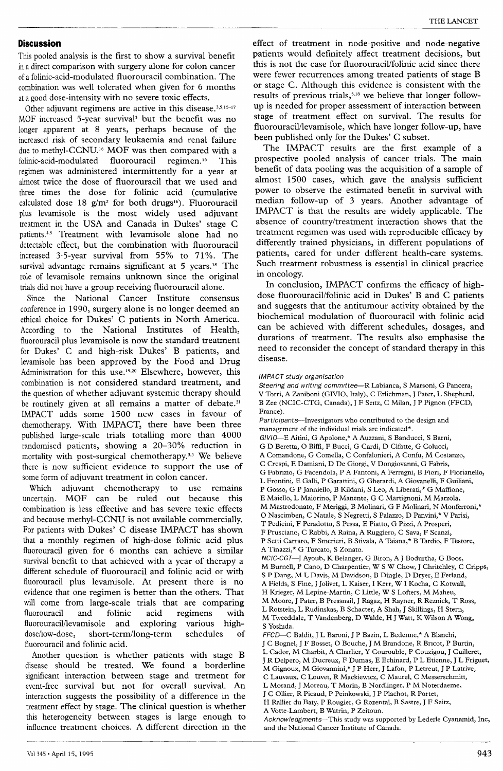## Discussion

This pooled analysis is the first to show a survival benefit in a direct comparison with surgery alone for colon cancer of a folinic-acid-modulated fluorouracil combination. The combination was well tolerated when given for 6 months at a good dose-intensity with no severe toxic effects.

Other adjuvant regimens are active in this disease.[3,5,15–17] MOF increased 5-year survival[3] but the benefit was no longer apparent at 8 years, perhaps because of the increased risk of secondary leukaemia and renal failure due to methyl-CCNU.[16] MOF was then compared with a folinic-acid-modulated fluorouracil regimen.[16] This regimen was administered intermittently for a year at almost twice the dose of fluorouracil that we used and three times the dose for folinic acid (cumulative calculated dose 18 g/m$^2$ for both drugs[16]). Fluorouracil plus levamisole is the most widely used adjuvant treatment in the USA and Canada in Dukes' stage C patients.[4,5] Treatment with levamisole alone had no detectable effect, but the combination with fluorouracil increased 3·5-year survival from 55% to 71%. The survival advantage remains significant at 5 years.[18] The role of levamisole remains unknown since the original trials did not have a group receiving fluorouracil alone.

Since the National Cancer Institute consensus conference in 1990, surgery alone is no longer deemed an ethical choice for Dukes' C patients in North America. According to the National Institutes of Health, fluorouracil plus levamisole is now the standard treatment for Dukes' C and high-risk Dukes' B patients, and levamisole has been approved by the Food and Drug Administration for this use.[19,20] Elsewhere, however, this combination is not considered standard treatment, and the question of whether adjuvant systemic therapy should be routinely given at all remains a matter of debate.[21] IMPACT adds some 1500 new cases in favour of chemotherapy. With IMPACT, there have been three published large-scale trials totalling more than 4000 randomised patients, showing a 20–30% reduction in mortality with post-surgical chemotherapy.[3,5] We believe there is now sufficient evidence to support the use of some form of adjuvant treatment in colon cancer.

Which adjuvant chemotherapy to use remains uncertain. MOF can be ruled out because this combination is less effective and has severe toxic effects and because methyl-CCNU is not available commercially. For patients with Dukes' C disease IMPACT has shown that a monthly regimen of high-dose folinic acid plus fluorouracil given for 6 months can achieve a similar survival benefit to that achieved with a year of therapy a different schedule of fluorouracil and folinic acid or with fluorouracil plus levamisole. At present there is no evidence that one regimen is better than the others. That will come from large-scale trials that are comparing fluorouracil and folinic acid regimens with fluorouracil/levamisole and exploring various high-dose/low-dose, short-term/long-term schedules of fluorouracil and folinic acid.

Another question is whether patients with stage B disease should be treated. We found a borderline significant interaction between stage and tretment for event-free survival but not for overall survival. An interaction suggests the possibility of a difference in the treatment effect by stage. The clinical question is whether this heterogeneity between stages is large enough to influence treatment choices. A different direction in the effect of treatment in node-positive and node-negative patients would definitely affect treatment decisions, but this is not the case for fluorouracil/folinic acid since there were fewer recurrences among treated patients of stage B or stage C. Although this evidence is consistent with the results of previous trials,[3,18] we believe that longer follow-up is needed for proper assessment of interaction between stage of treatment effect on survival. The results for fluorouracil/levamisole, which have longer follow-up, have been published only for the Dukes' C subset.

The IMPACT results are the first example of a prospective pooled analysis of cancer trials. The main benefit of data pooling was the acquisition of a sample of almost 1500 cases, which gave the analysis sufficient power to observe the estimated benefit in survival with median follow-up of 3 years. Another advantage of IMPACT is that the results are widely applicable. The absence of country/treatment interaction shows that the treatment regimen was used with reproducible efficacy by differently trained physicians, in different populations of patients, cared for under different health-care systems. Such treatment robustness is essential in clinical practice in oncology.

In conclusion, IMPACT confirms the efficacy of high-dose fluorouracil/folinic acid in Dukes' B and C patients and suggests that the antitumour activity obtained by the biochemical modulation of fluorouracil with folinic acid can be achieved with different schedules, dosages, and durations of treatment. The results also emphasise the need to reconsider the concept of standard therapy in this disease.

*IMPACT study organisation*

*Steering and writing committee*—R Labianca, S Marsoni, G Pancera, V Torri, A Zaniboni (GIVIO, Italy), C Erlichman, J Pater, L Shepherd, B Zee (NCIC-CTG, Canada), J F Seitz, C Milan, J P Pignon (FFCD, France).

*Participants*—Investigators who contributed to the design and management of the individual trials are indicated*.

*GIVIO*—E Aitini, G Apolone,* A Auzzani, S Banducci, S Barni, G D Beretta, O Biffi, F Bucci, G Cardi, D Cifatte, G Colucci, A Comandone, G Comella, C Confalonieri, A Confu, M Costanzo, C Crespi, E Damiani, D De Giorgi, V Dongiovanni, G Fabris, G Fabrizio, G Facendola, P A Fantoni, A Ferragni, B Fiori, F Florianello, L Frontini, E Galli, P Garattini, G Gherardi, A Giovanelli, F Guiliani, P Gosso, G P Janniello, B Kildani, S Leo, A Liberati,* G Maffione, E Maiello, L Maiorino, P Manente, G C Martignoni, M Marzola, M Mastrodonato, F Meriggi, B Molinari, G F Molinari, N Monferroni,* O Nascimben, C Natale, S Negretti, S Palazzo, D Panvini,* V Parisi, T Pedicini, F Peradotto, S Pessa, E Piatto, G Pizzi, A Prosperi, F Prusciano, C Rabbi, A Raina, A Ruggiero, C Sava, F Scanzi, P Setti Carraro, F Smerieri, B Stivala, A Taiana,* B Tardio, F Testore, A Tinazzi,* G Turcato, S Zonato.

*NCIC-CGT*—J Ayoub, K Belanger, G Biron, A J Bodurtha, G Boos, M Burnell, P Cano, D Charpentier, W S W Chow, J Chritchley, C Cripps, S P Dang, M L Davis, M Davidson, B Dingle, D Dryer, E Ferland, A Fields, S Fine, J Jolivet, L Kaiser, I Kerr, W I Kocha, C Kotwall, H Krieger, M Lepine-Martin, C Little, W S Lofters, M Maheu, M Moore, J Pater, B Pressnail, J Ragaz, H Rayner, R Reznick, T Ross, L Rotstein, L Rudinskas, B Schacter, A Shah, J Skillings, H Stern, M Tweeddale, T Vandenberg, D Walde, H J Watt, K Wilson A Wong, S Yoshida.

*FFCD*—C Baldit, J L Baroni, J P Bazin, L Bedenne,* A Blanchi, J C Bognel, J F Bosset, O Bouche, J M Brandone, R Bricot, P Burtin, L Cador, M Charbit, A Charlier, Y Courouble, P Couzigou, J Cuilleret, J R Delpero, M Ducreux, F Dumas, E Echinard, P L Etienne, J L Friguet, M Gignoux, M Giovannini,* J P Herr, J Lafon, P Letreut, J P Latrive, C Lauvaux, C Louvet, R Mackiewicz, C Maurel, C Messerschmitt, L Morand, J Moreau, T Morin, B Nordlinger, P M Noterdaeme, J C Ollier, R Picaud, P Peinkowski, J P Plachot, R Portet, H Rallier du Baty, P Rougier, G Rozental, B Sastre, J F Seitz, A Votte-Lambert, B Watrin, P Zeitoun.

*Acknowledgments*—This study was supported by Lederle Cyanamid, Inc, and the National Cancer Institute of Canada.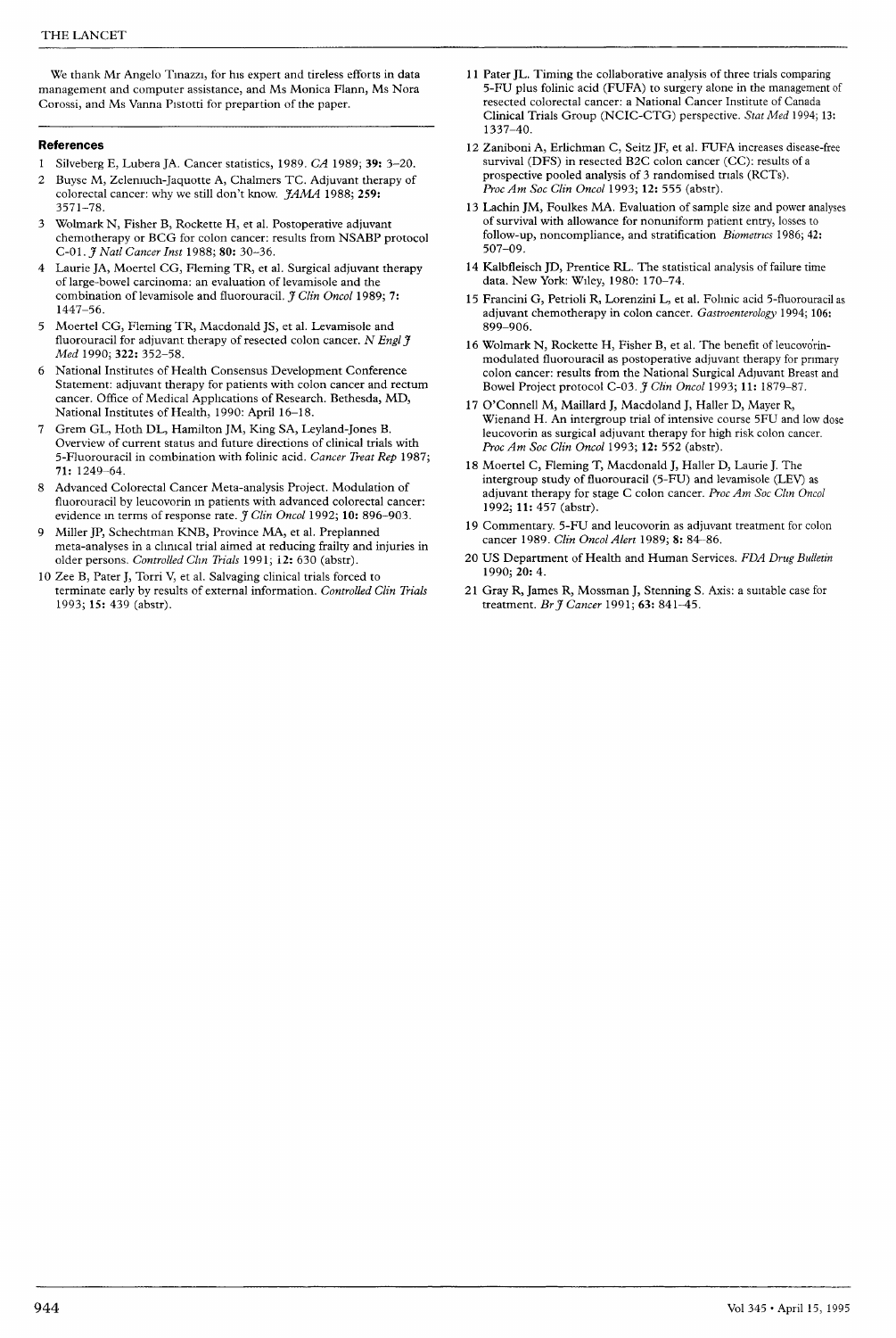We thank Mr Angelo Tinazzi, for his expert and tireless efforts in data management and computer assistance, and Ms Monica Flann, Ms Nora Corossi, and Ms Vanna Pistotti for prepartion of the paper.

## References

1. Silveberg E, Lubera JA. Cancer statistics, 1989. *CA* 1989; **39:** 3–20.
2. Buyse M, Zeleniuch-Jaquotte A, Chalmers TC. Adjuvant therapy of colorectal cancer: why we still don't know. *JAMA* 1988; **259:** 3571–78.
3. Wolmark N, Fisher B, Rockette H, et al. Postoperative adjuvant chemotherapy or BCG for colon cancer: results from NSABP protocol C-01. *J Natl Cancer Inst* 1988; **80:** 30–36.
4. Laurie JA, Moertel CG, Fleming TR, et al. Surgical adjuvant therapy of large-bowel carcinoma: an evaluation of levamisole and the combination of levamisole and fluorouracil. *J Clin Oncol* 1989; **7:** 1447–56.
5. Moertel CG, Fleming TR, Macdonald JS, et al. Levamisole and fluorouracil for adjuvant therapy of resected colon cancer. *N Engl J Med* 1990; **322:** 352–58.
6. National Institutes of Health Consensus Development Conference Statement: adjuvant therapy for patients with colon cancer and rectum cancer. Office of Medical Applications of Research. Bethesda, MD, National Institutes of Health, 1990: April 16–18.
7. Grem GL, Hoth DL, Hamilton JM, King SA, Leyland-Jones B. Overview of current status and future directions of clinical trials with 5-Fluorouracil in combination with folinic acid. *Cancer Treat Rep* 1987; **71:** 1249–64.
8. Advanced Colorectal Cancer Meta-analysis Project. Modulation of fluorouracil by leucovorin in patients with advanced colorectal cancer: evidence in terms of response rate. *J Clin Oncol* 1992; **10:** 896–903.
9. Miller JP, Schechtman KNB, Province MA, et al. Preplanned meta-analyses in a clinical trial aimed at reducing frailty and injuries in older persons. *Controlled Clin Trials* 1991; **12:** 630 (abstr).
10. Zee B, Pater J, Torri V, et al. Salvaging clinical trials forced to terminate early by results of external information. *Controlled Clin Trials* 1993; **15:** 439 (abstr).
11. Pater JL. Timing the collaborative analysis of three trials comparing 5-FU plus folinic acid (FUFA) to surgery alone in the management of resected colorectal cancer: a National Cancer Institute of Canada Clinical Trials Group (NCIC-CTG) perspective. *Stat Med* 1994; **13:** 1337–40.
12. Zaniboni A, Erlichman C, Seitz JF, et al. FUFA increases disease-free survival (DFS) in resected B2C colon cancer (CC): results of a prospective pooled analysis of 3 randomised trials (RCTs). *Proc Am Soc Clin Oncol* 1993; **12:** 555 (abstr).
13. Lachin JM, Foulkes MA. Evaluation of sample size and power analyses of survival with allowance for nonuniform patient entry, losses to follow-up, noncompliance, and stratification *Biometrics* 1986; **42:** 507–09.
14. Kalbfleisch JD, Prentice RL. The statistical analysis of failure time data. New York: Wiley, 1980: 170–74.
15. Francini G, Petrioli R, Lorenzini L, et al. Folinic acid 5-fluorouracil as adjuvant chemotherapy in colon cancer. *Gastroenterology* 1994; **106:** 899–906.
16. Wolmark N, Rockette H, Fisher B, et al. The benefit of leucovorin-modulated fluorouracil as postoperative adjuvant therapy for primary colon cancer: results from the National Surgical Adjuvant Breast and Bowel Project protocol C-03. *J Clin Oncol* 1993; **11:** 1879–87.
17. O'Connell M, Maillard J, Macdoland J, Haller D, Mayer R, Wienand H. An intergroup trial of intensive course 5FU and low dose leucovorin as surgical adjuvant therapy for high risk colon cancer. *Proc Am Soc Clin Oncol* 1993; **12:** 552 (abstr).
18. Moertel C, Fleming T, Macdonald J, Haller D, Laurie J. The intergroup study of fluorouracil (5-FU) and levamisole (LEV) as adjuvant therapy for stage C colon cancer. *Proc Am Soc Clin Oncol* 1992; **11:** 457 (abstr).
19. Commentary. 5-FU and leucovorin as adjuvant treatment for colon cancer 1989. *Clin Oncol Alert* 1989; **8:** 84–86.
20. US Department of Health and Human Services. *FDA Drug Bulletin* 1990; **20:** 4.
21. Gray R, James R, Mossman J, Stenning S. Axis: a suitable case for treatment. *Br J Cancer* 1991; **63:** 841–45.